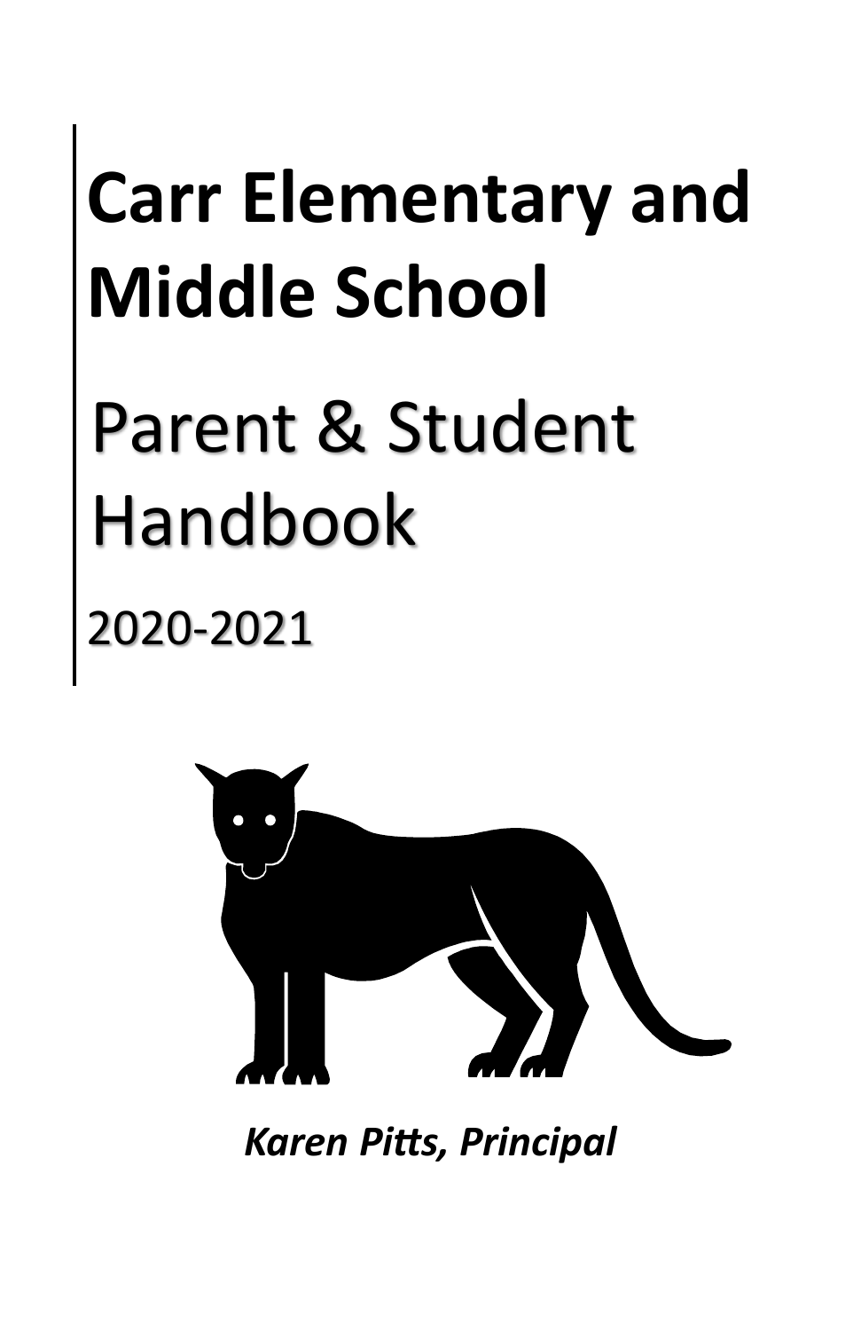# Carr Elementary and Middle School

# Parent & Student Handbook

2020-2021

*Karen Pitts, Principal*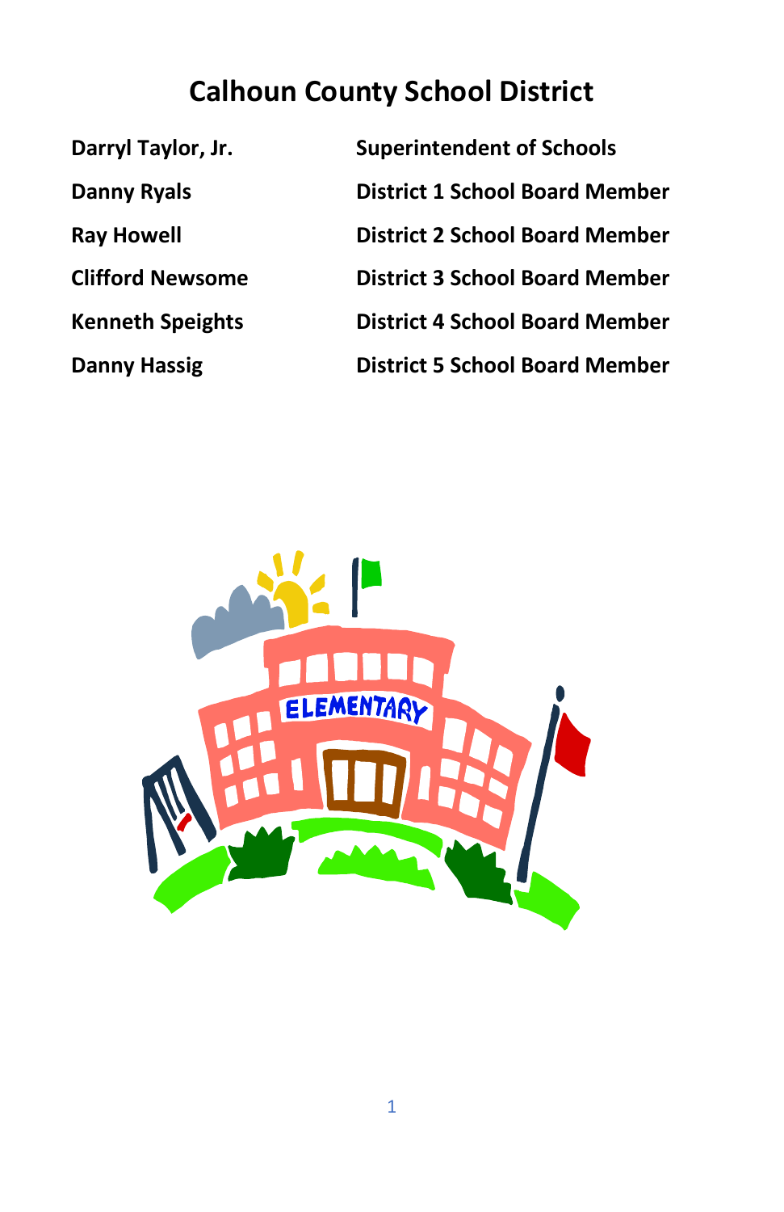# Calhoun County School District

| | |
|---|---|
| **Darryl Taylor, Jr.** | **Superintendent of Schools** |
| **Danny Ryals** | **District 1 School Board Member** |
| **Ray Howell** | **District 2 School Board Member** |
| **Clifford Newsome** | **District 3 School Board Member** |
| **Kenneth Speights** | **District 4 School Board Member** |
| **Danny Hassig** | **District 5 School Board Member** |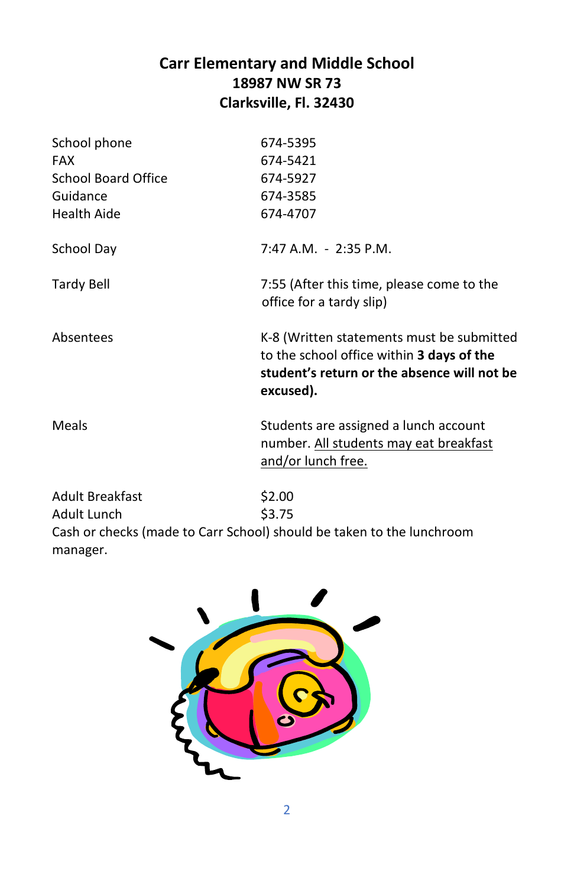**Carr Elementary and Middle School**
**18987 NW SR 73**
**Clarksville, Fl. 32430**

| | |
|---|---|
| School phone | 674-5395 |
| FAX | 674-5421 |
| School Board Office | 674-5927 |
| Guidance | 674-3585 |
| Health Aide | 674-4707 |
| School Day | 7:47 A.M. - 2:35 P.M. |
| Tardy Bell | 7:55 (After this time, please come to the office for a tardy slip) |
| Absentees | K-8 (Written statements must be submitted to the school office within **3 days of the student's return or the absence will not be excused).** |
| Meals | Students are assigned a lunch account number. All students may eat breakfast and/or lunch free. |
| Adult Breakfast | $2.00 |
| Adult Lunch | $3.75 |

Cash or checks (made to Carr School) should be taken to the lunchroom manager.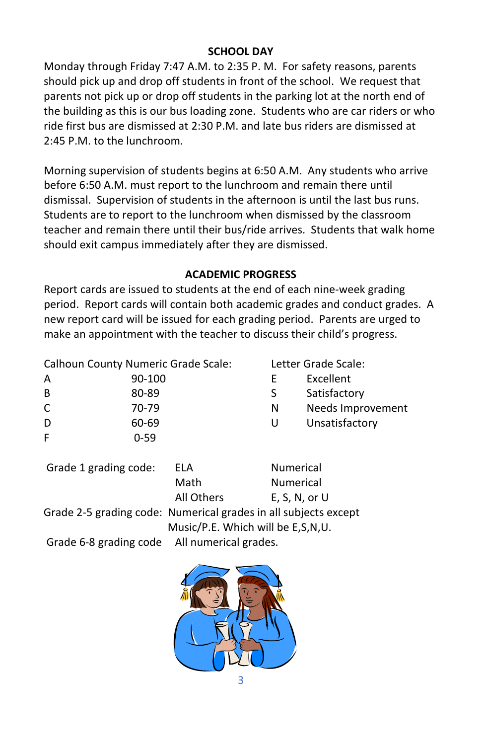## SCHOOL DAY

Monday through Friday 7:47 A.M. to 2:35 P. M. For safety reasons, parents should pick up and drop off students in front of the school. We request that parents not pick up or drop off students in the parking lot at the north end of the building as this is our bus loading zone. Students who are car riders or who ride first bus are dismissed at 2:30 P.M. and late bus riders are dismissed at 2:45 P.M. to the lunchroom.

Morning supervision of students begins at 6:50 A.M. Any students who arrive before 6:50 A.M. must report to the lunchroom and remain there until dismissal. Supervision of students in the afternoon is until the last bus runs. Students are to report to the lunchroom when dismissed by the classroom teacher and remain there until their bus/ride arrives. Students that walk home should exit campus immediately after they are dismissed.

## ACADEMIC PROGRESS

Report cards are issued to students at the end of each nine-week grading period. Report cards will contain both academic grades and conduct grades. A new report card will be issued for each grading period. Parents are urged to make an appointment with the teacher to discuss their child's progress.

Calhoun County Numeric Grade Scale:

| Grade | Range |
|---|---|
| A | 90-100 |
| B | 80-89 |
| C | 70-79 |
| D | 60-69 |
| F | 0-59 |

Letter Grade Scale:

| Letter | Meaning |
|---|---|
| E | Excellent |
| S | Satisfactory |
| N | Needs Improvement |
| U | Unsatisfactory |

| Grade 1 grading code: | ELA | Numerical |
|---|---|---|
| | Math | Numerical |
| | All Others | E, S, N, or U |

Grade 2-5 grading code: Numerical grades in all subjects except Music/P.E. Which will be E,S,N,U.

Grade 6-8 grading code All numerical grades.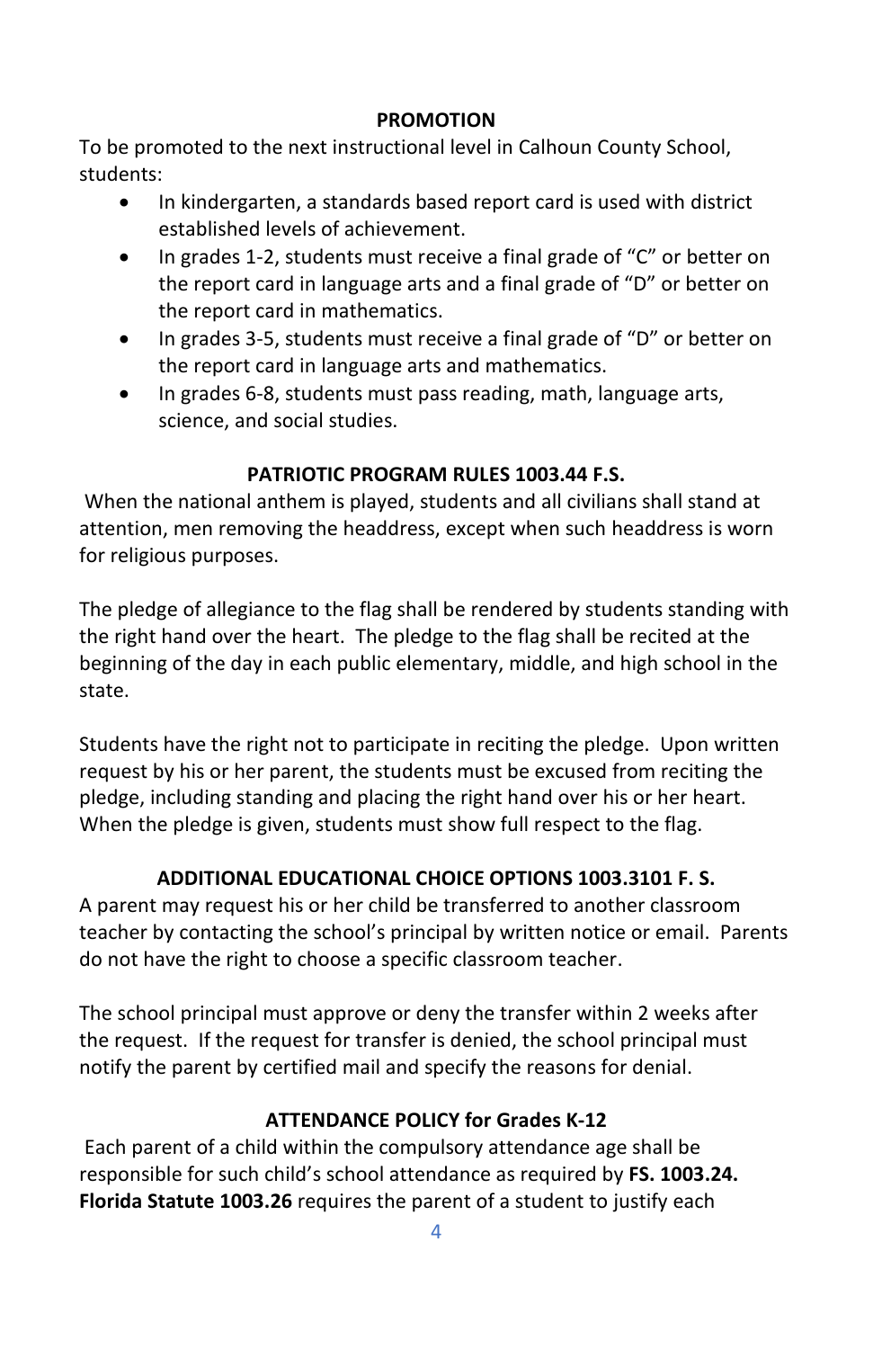## PROMOTION

To be promoted to the next instructional level in Calhoun County School, students:

- In kindergarten, a standards based report card is used with district established levels of achievement.
- In grades 1-2, students must receive a final grade of "C" or better on the report card in language arts and a final grade of "D" or better on the report card in mathematics.
- In grades 3-5, students must receive a final grade of "D" or better on the report card in language arts and mathematics.
- In grades 6-8, students must pass reading, math, language arts, science, and social studies.

## PATRIOTIC PROGRAM RULES 1003.44 F.S.

When the national anthem is played, students and all civilians shall stand at attention, men removing the headdress, except when such headdress is worn for religious purposes.

The pledge of allegiance to the flag shall be rendered by students standing with the right hand over the heart. The pledge to the flag shall be recited at the beginning of the day in each public elementary, middle, and high school in the state.

Students have the right not to participate in reciting the pledge. Upon written request by his or her parent, the students must be excused from reciting the pledge, including standing and placing the right hand over his or her heart. When the pledge is given, students must show full respect to the flag.

## ADDITIONAL EDUCATIONAL CHOICE OPTIONS 1003.3101 F. S.

A parent may request his or her child be transferred to another classroom teacher by contacting the school's principal by written notice or email. Parents do not have the right to choose a specific classroom teacher.

The school principal must approve or deny the transfer within 2 weeks after the request. If the request for transfer is denied, the school principal must notify the parent by certified mail and specify the reasons for denial.

## ATTENDANCE POLICY for Grades K-12

Each parent of a child within the compulsory attendance age shall be responsible for such child's school attendance as required by **FS. 1003.24. Florida Statute 1003.26** requires the parent of a student to justify each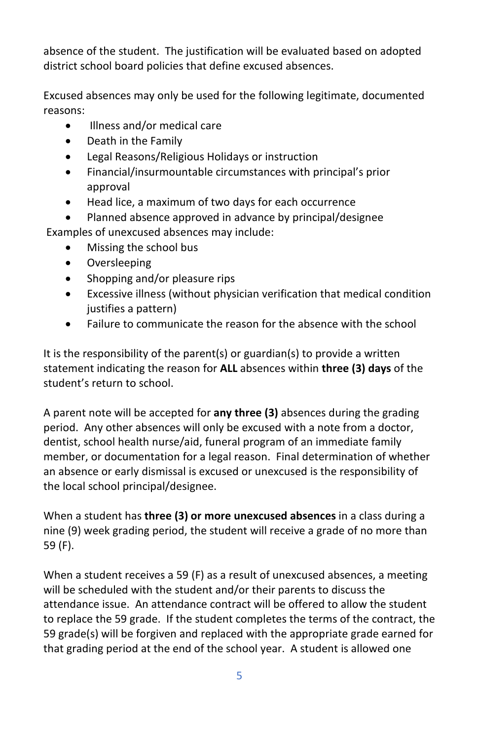absence of the student. The justification will be evaluated based on adopted district school board policies that define excused absences.

Excused absences may only be used for the following legitimate, documented reasons:

- Illness and/or medical care
- Death in the Family
- Legal Reasons/Religious Holidays or instruction
- Financial/insurmountable circumstances with principal's prior approval
- Head lice, a maximum of two days for each occurrence
- Planned absence approved in advance by principal/designee

Examples of unexcused absences may include:

- Missing the school bus
- Oversleeping
- Shopping and/or pleasure rips
- Excessive illness (without physician verification that medical condition justifies a pattern)
- Failure to communicate the reason for the absence with the school

It is the responsibility of the parent(s) or guardian(s) to provide a written statement indicating the reason for **ALL** absences within **three (3) days** of the student's return to school.

A parent note will be accepted for **any three (3)** absences during the grading period. Any other absences will only be excused with a note from a doctor, dentist, school health nurse/aid, funeral program of an immediate family member, or documentation for a legal reason. Final determination of whether an absence or early dismissal is excused or unexcused is the responsibility of the local school principal/designee.

When a student has **three (3) or more unexcused absences** in a class during a nine (9) week grading period, the student will receive a grade of no more than 59 (F).

When a student receives a 59 (F) as a result of unexcused absences, a meeting will be scheduled with the student and/or their parents to discuss the attendance issue. An attendance contract will be offered to allow the student to replace the 59 grade. If the student completes the terms of the contract, the 59 grade(s) will be forgiven and replaced with the appropriate grade earned for that grading period at the end of the school year. A student is allowed one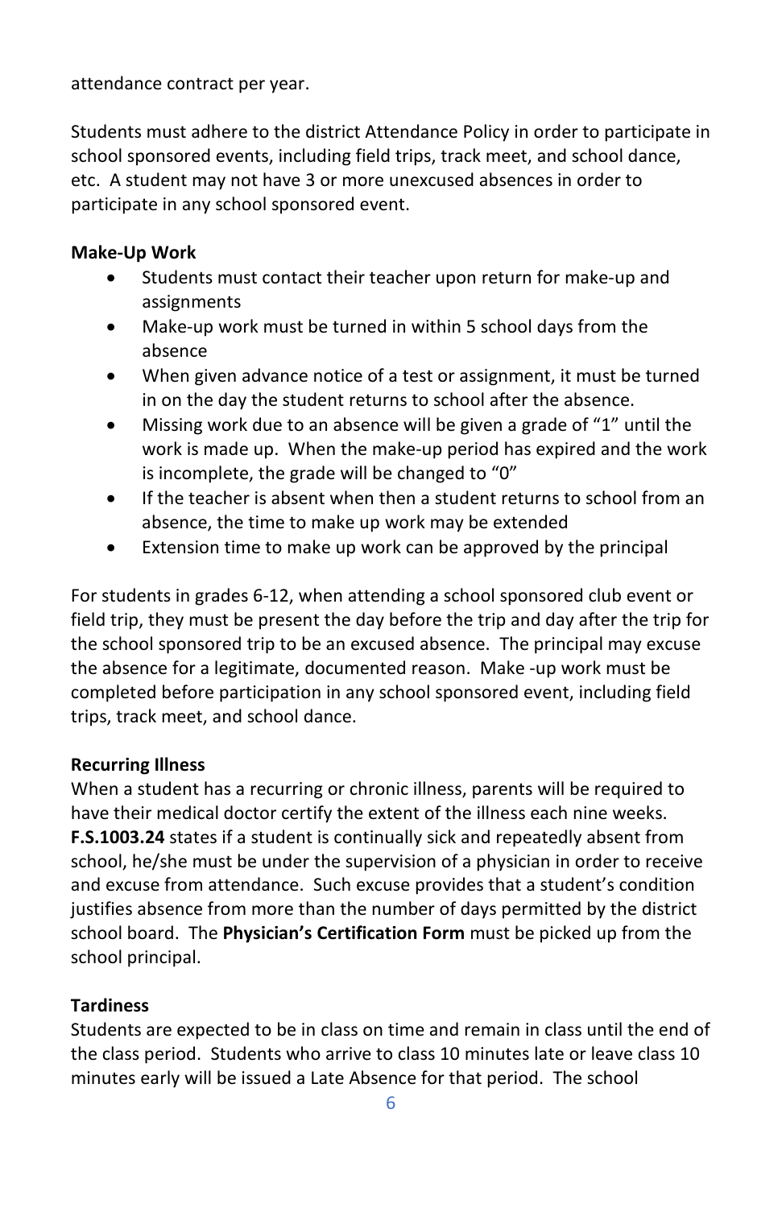attendance contract per year.

Students must adhere to the district Attendance Policy in order to participate in school sponsored events, including field trips, track meet, and school dance, etc. A student may not have 3 or more unexcused absences in order to participate in any school sponsored event.

**Make-Up Work**

- Students must contact their teacher upon return for make-up and assignments
- Make-up work must be turned in within 5 school days from the absence
- When given advance notice of a test or assignment, it must be turned in on the day the student returns to school after the absence.
- Missing work due to an absence will be given a grade of "1" until the work is made up. When the make-up period has expired and the work is incomplete, the grade will be changed to "0"
- If the teacher is absent when then a student returns to school from an absence, the time to make up work may be extended
- Extension time to make up work can be approved by the principal

For students in grades 6-12, when attending a school sponsored club event or field trip, they must be present the day before the trip and day after the trip for the school sponsored trip to be an excused absence. The principal may excuse the absence for a legitimate, documented reason. Make -up work must be completed before participation in any school sponsored event, including field trips, track meet, and school dance.

**Recurring Illness**

When a student has a recurring or chronic illness, parents will be required to have their medical doctor certify the extent of the illness each nine weeks. **F.S.1003.24** states if a student is continually sick and repeatedly absent from school, he/she must be under the supervision of a physician in order to receive and excuse from attendance. Such excuse provides that a student's condition justifies absence from more than the number of days permitted by the district school board. The **Physician's Certification Form** must be picked up from the school principal.

**Tardiness**

Students are expected to be in class on time and remain in class until the end of the class period. Students who arrive to class 10 minutes late or leave class 10 minutes early will be issued a Late Absence for that period. The school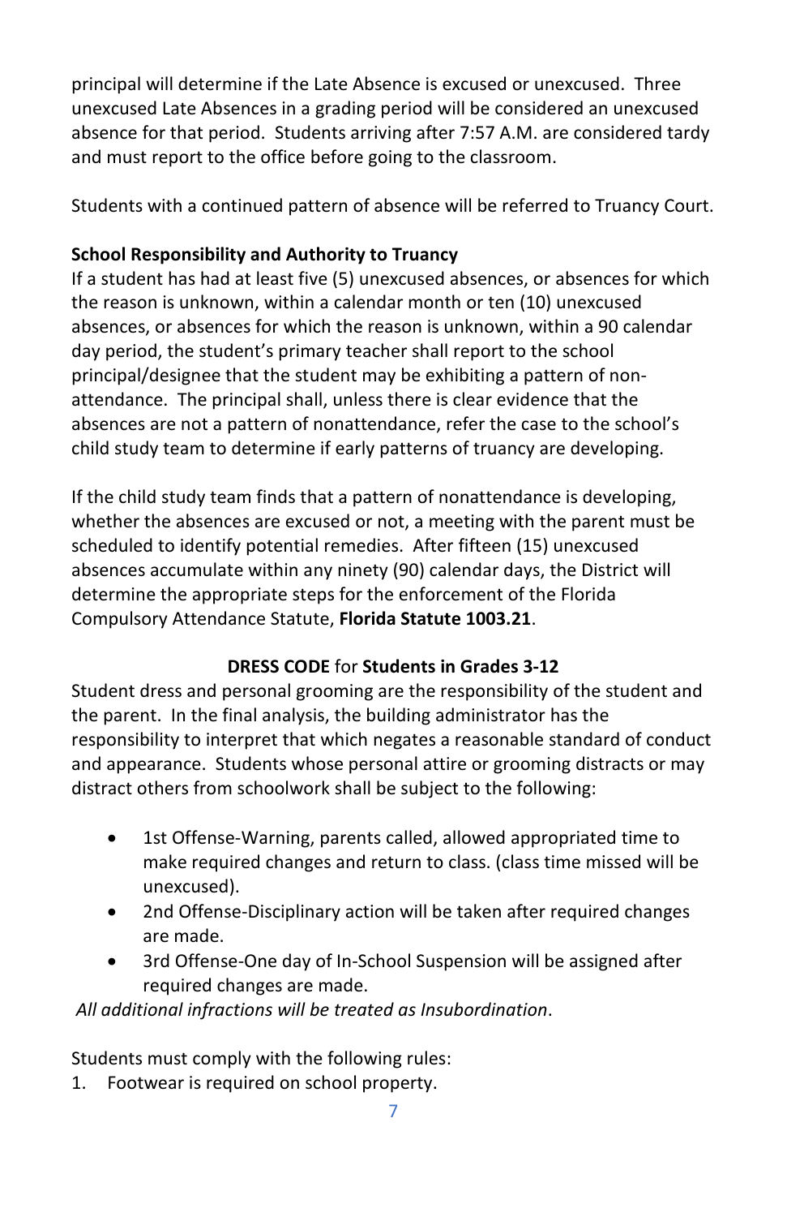principal will determine if the Late Absence is excused or unexcused. Three unexcused Late Absences in a grading period will be considered an unexcused absence for that period. Students arriving after 7:57 A.M. are considered tardy and must report to the office before going to the classroom.

Students with a continued pattern of absence will be referred to Truancy Court.

**School Responsibility and Authority to Truancy**

If a student has had at least five (5) unexcused absences, or absences for which the reason is unknown, within a calendar month or ten (10) unexcused absences, or absences for which the reason is unknown, within a 90 calendar day period, the student's primary teacher shall report to the school principal/designee that the student may be exhibiting a pattern of non-attendance. The principal shall, unless there is clear evidence that the absences are not a pattern of nonattendance, refer the case to the school's child study team to determine if early patterns of truancy are developing.

If the child study team finds that a pattern of nonattendance is developing, whether the absences are excused or not, a meeting with the parent must be scheduled to identify potential remedies. After fifteen (15) unexcused absences accumulate within any ninety (90) calendar days, the District will determine the appropriate steps for the enforcement of the Florida Compulsory Attendance Statute, **Florida Statute 1003.21**.

## **DRESS CODE** for **Students in Grades 3-12**

Student dress and personal grooming are the responsibility of the student and the parent. In the final analysis, the building administrator has the responsibility to interpret that which negates a reasonable standard of conduct and appearance. Students whose personal attire or grooming distracts or may distract others from schoolwork shall be subject to the following:

- 1st Offense-Warning, parents called, allowed appropriated time to make required changes and return to class. (class time missed will be unexcused).
- 2nd Offense-Disciplinary action will be taken after required changes are made.
- 3rd Offense-One day of In-School Suspension will be assigned after required changes are made.

*All additional infractions will be treated as Insubordination*.

Students must comply with the following rules:

1. Footwear is required on school property.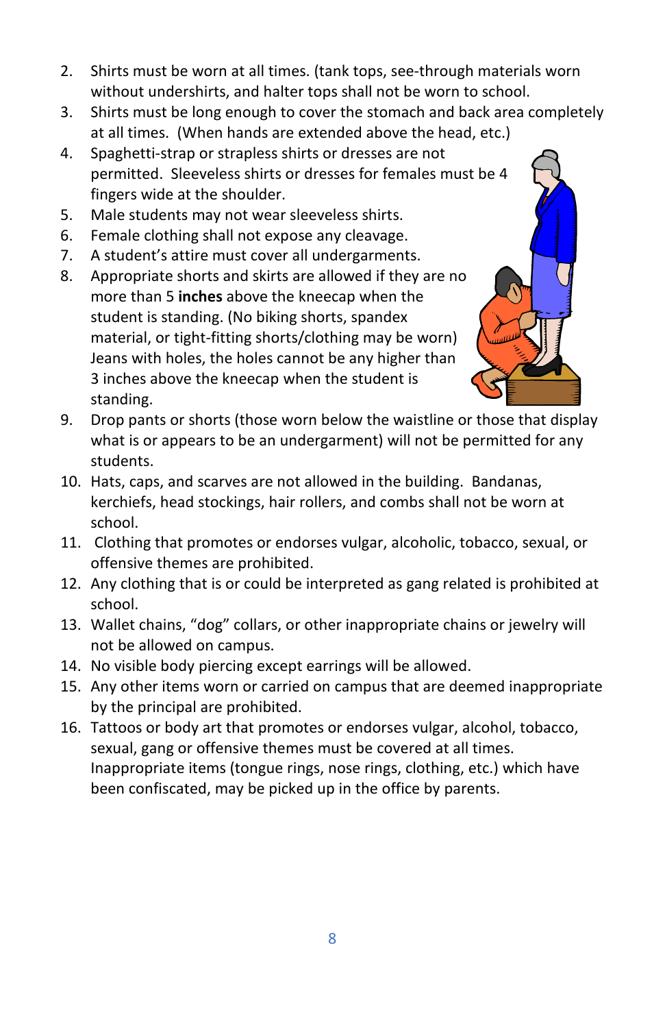2. Shirts must be worn at all times. (tank tops, see-through materials worn without undershirts, and halter tops shall not be worn to school.
3. Shirts must be long enough to cover the stomach and back area completely at all times. (When hands are extended above the head, etc.)
4. Spaghetti-strap or strapless shirts or dresses are not permitted. Sleeveless shirts or dresses for females must be 4 fingers wide at the shoulder.
5. Male students may not wear sleeveless shirts.
6. Female clothing shall not expose any cleavage.
7. A student's attire must cover all undergarments.
8. Appropriate shorts and skirts are allowed if they are no more than 5 **inches** above the kneecap when the student is standing. (No biking shorts, spandex material, or tight-fitting shorts/clothing may be worn) Jeans with holes, the holes cannot be any higher than 3 inches above the kneecap when the student is standing.
9. Drop pants or shorts (those worn below the waistline or those that display what is or appears to be an undergarment) will not be permitted for any students.
10. Hats, caps, and scarves are not allowed in the building. Bandanas, kerchiefs, head stockings, hair rollers, and combs shall not be worn at school.
11. Clothing that promotes or endorses vulgar, alcoholic, tobacco, sexual, or offensive themes are prohibited.
12. Any clothing that is or could be interpreted as gang related is prohibited at school.
13. Wallet chains, "dog" collars, or other inappropriate chains or jewelry will not be allowed on campus.
14. No visible body piercing except earrings will be allowed.
15. Any other items worn or carried on campus that are deemed inappropriate by the principal are prohibited.
16. Tattoos or body art that promotes or endorses vulgar, alcohol, tobacco, sexual, gang or offensive themes must be covered at all times. Inappropriate items (tongue rings, nose rings, clothing, etc.) which have been confiscated, may be picked up in the office by parents.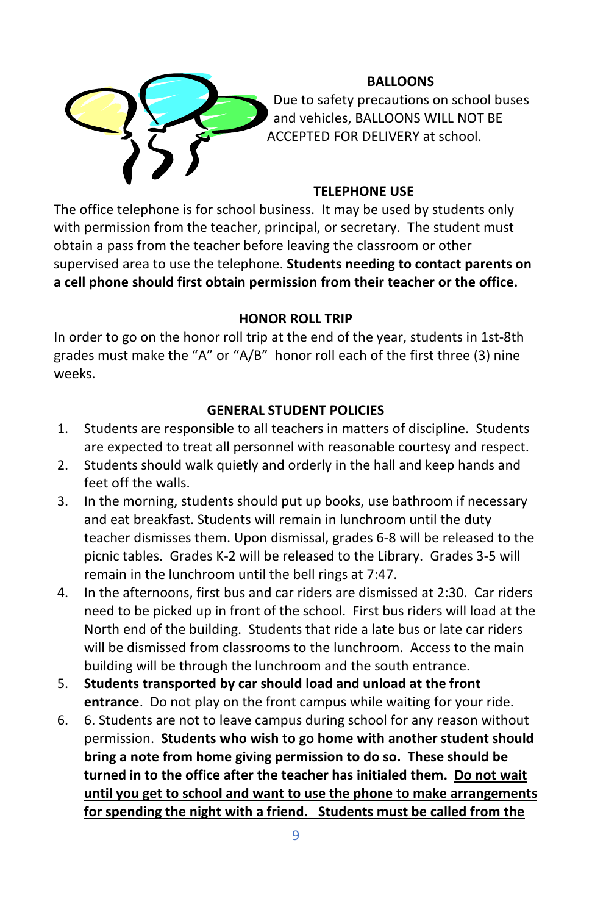## BALLOONS

Due to safety precautions on school buses and vehicles, BALLOONS WILL NOT BE ACCEPTED FOR DELIVERY at school.

## TELEPHONE USE

The office telephone is for school business. It may be used by students only with permission from the teacher, principal, or secretary. The student must obtain a pass from the teacher before leaving the classroom or other supervised area to use the telephone. **Students needing to contact parents on a cell phone should first obtain permission from their teacher or the office.**

## HONOR ROLL TRIP

In order to go on the honor roll trip at the end of the year, students in 1st-8th grades must make the "A" or "A/B" honor roll each of the first three (3) nine weeks.

## GENERAL STUDENT POLICIES

1. Students are responsible to all teachers in matters of discipline. Students are expected to treat all personnel with reasonable courtesy and respect.
2. Students should walk quietly and orderly in the hall and keep hands and feet off the walls.
3. In the morning, students should put up books, use bathroom if necessary and eat breakfast. Students will remain in lunchroom until the duty teacher dismisses them. Upon dismissal, grades 6-8 will be released to the picnic tables. Grades K-2 will be released to the Library. Grades 3-5 will remain in the lunchroom until the bell rings at 7:47.
4. In the afternoons, first bus and car riders are dismissed at 2:30. Car riders need to be picked up in front of the school. First bus riders will load at the North end of the building. Students that ride a late bus or late car riders will be dismissed from classrooms to the lunchroom. Access to the main building will be through the lunchroom and the south entrance.
5. **Students transported by car should load and unload at the front entrance**. Do not play on the front campus while waiting for your ride.
6. 6. Students are not to leave campus during school for any reason without permission. **Students who wish to go home with another student should bring a note from home giving permission to do so. These should be turned in to the office after the teacher has initialed them. <u>Do not wait until you get to school and want to use the phone to make arrangements for spending the night with a friend. Students must be called from the</u>**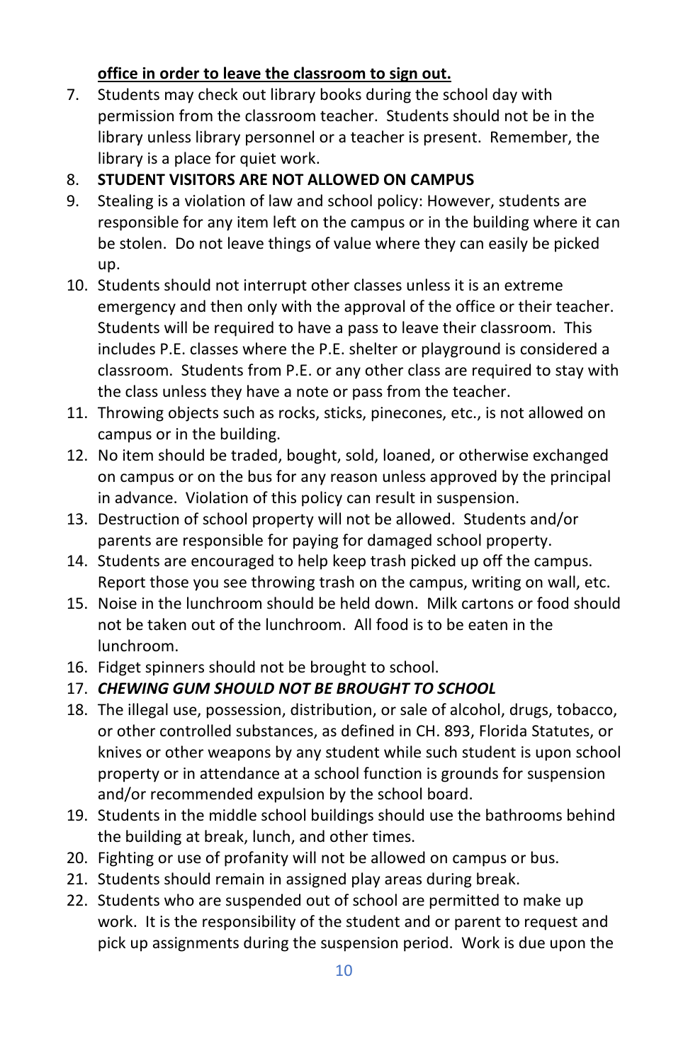**<u>office in order to leave the classroom to sign out.</u>**

7. Students may check out library books during the school day with permission from the classroom teacher. Students should not be in the library unless library personnel or a teacher is present. Remember, the library is a place for quiet work.
8. **STUDENT VISITORS ARE NOT ALLOWED ON CAMPUS**
9. Stealing is a violation of law and school policy: However, students are responsible for any item left on the campus or in the building where it can be stolen. Do not leave things of value where they can easily be picked up.
10. Students should not interrupt other classes unless it is an extreme emergency and then only with the approval of the office or their teacher. Students will be required to have a pass to leave their classroom. This includes P.E. classes where the P.E. shelter or playground is considered a classroom. Students from P.E. or any other class are required to stay with the class unless they have a note or pass from the teacher.
11. Throwing objects such as rocks, sticks, pinecones, etc., is not allowed on campus or in the building.
12. No item should be traded, bought, sold, loaned, or otherwise exchanged on campus or on the bus for any reason unless approved by the principal in advance. Violation of this policy can result in suspension.
13. Destruction of school property will not be allowed. Students and/or parents are responsible for paying for damaged school property.
14. Students are encouraged to help keep trash picked up off the campus. Report those you see throwing trash on the campus, writing on wall, etc.
15. Noise in the lunchroom should be held down. Milk cartons or food should not be taken out of the lunchroom. All food is to be eaten in the lunchroom.
16. Fidget spinners should not be brought to school.
17. ***CHEWING GUM SHOULD NOT BE BROUGHT TO SCHOOL***
18. The illegal use, possession, distribution, or sale of alcohol, drugs, tobacco, or other controlled substances, as defined in CH. 893, Florida Statutes, or knives or other weapons by any student while such student is upon school property or in attendance at a school function is grounds for suspension and/or recommended expulsion by the school board.
19. Students in the middle school buildings should use the bathrooms behind the building at break, lunch, and other times.
20. Fighting or use of profanity will not be allowed on campus or bus.
21. Students should remain in assigned play areas during break.
22. Students who are suspended out of school are permitted to make up work. It is the responsibility of the student and or parent to request and pick up assignments during the suspension period. Work is due upon the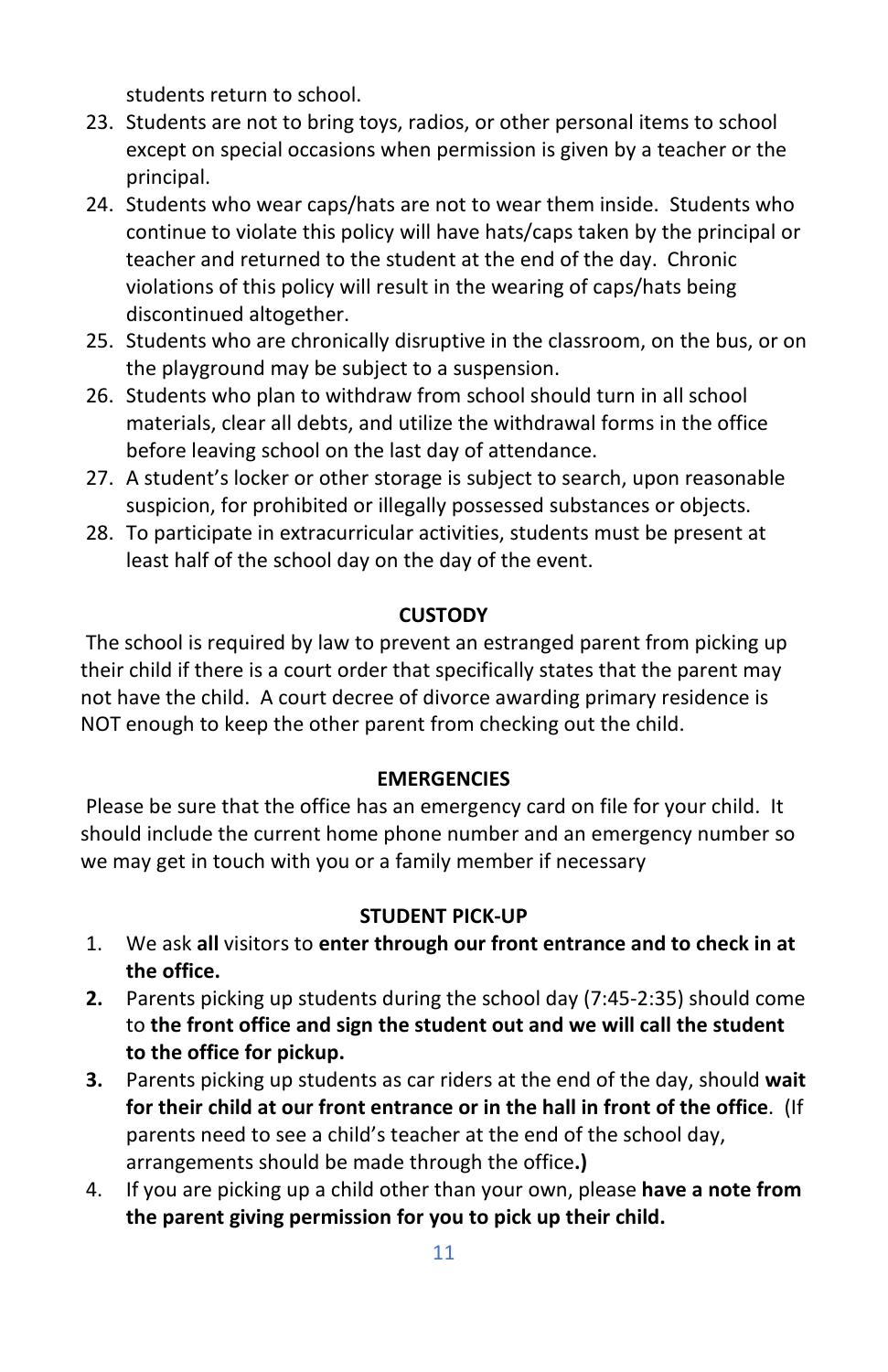students return to school.

23. Students are not to bring toys, radios, or other personal items to school except on special occasions when permission is given by a teacher or the principal.
24. Students who wear caps/hats are not to wear them inside. Students who continue to violate this policy will have hats/caps taken by the principal or teacher and returned to the student at the end of the day. Chronic violations of this policy will result in the wearing of caps/hats being discontinued altogether.
25. Students who are chronically disruptive in the classroom, on the bus, or on the playground may be subject to a suspension.
26. Students who plan to withdraw from school should turn in all school materials, clear all debts, and utilize the withdrawal forms in the office before leaving school on the last day of attendance.
27. A student's locker or other storage is subject to search, upon reasonable suspicion, for prohibited or illegally possessed substances or objects.
28. To participate in extracurricular activities, students must be present at least half of the school day on the day of the event.

## CUSTODY

The school is required by law to prevent an estranged parent from picking up their child if there is a court order that specifically states that the parent may not have the child. A court decree of divorce awarding primary residence is NOT enough to keep the other parent from checking out the child.

## EMERGENCIES

Please be sure that the office has an emergency card on file for your child. It should include the current home phone number and an emergency number so we may get in touch with you or a family member if necessary

## STUDENT PICK-UP

1. We ask **all** visitors to **enter through our front entrance and to check in at the office.**
2. Parents picking up students during the school day (7:45-2:35) should come to **the front office and sign the student out and we will call the student to the office for pickup.**
3. Parents picking up students as car riders at the end of the day, should **wait for their child at our front entrance or in the hall in front of the office**. (If parents need to see a child's teacher at the end of the school day, arrangements should be made through the office**.)**
4. If you are picking up a child other than your own, please **have a note from the parent giving permission for you to pick up their child.**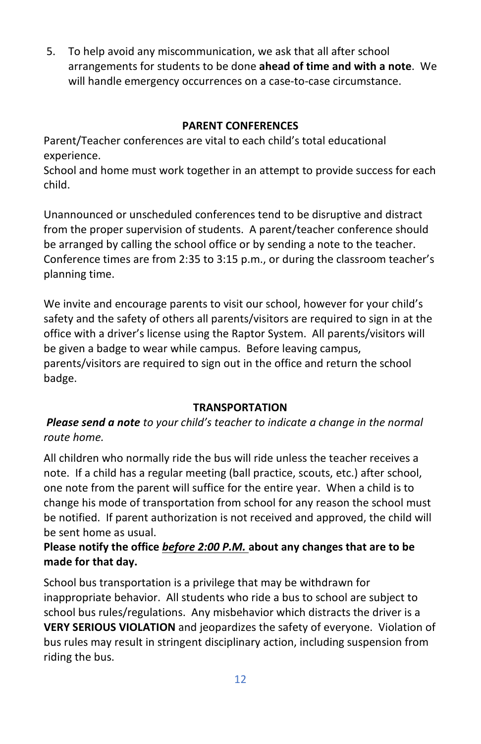5. To help avoid any miscommunication, we ask that all after school arrangements for students to be done **ahead of time and with a note**. We will handle emergency occurrences on a case-to-case circumstance.

## PARENT CONFERENCES

Parent/Teacher conferences are vital to each child's total educational experience.
School and home must work together in an attempt to provide success for each child.

Unannounced or unscheduled conferences tend to be disruptive and distract from the proper supervision of students. A parent/teacher conference should be arranged by calling the school office or by sending a note to the teacher. Conference times are from 2:35 to 3:15 p.m., or during the classroom teacher's planning time.

We invite and encourage parents to visit our school, however for your child's safety and the safety of others all parents/visitors are required to sign in at the office with a driver's license using the Raptor System. All parents/visitors will be given a badge to wear while campus. Before leaving campus, parents/visitors are required to sign out in the office and return the school badge.

## TRANSPORTATION

***Please send a note*** *to your child's teacher to indicate a change in the normal route home.*

All children who normally ride the bus will ride unless the teacher receives a note. If a child has a regular meeting (ball practice, scouts, etc.) after school, one note from the parent will suffice for the entire year. When a child is to change his mode of transportation from school for any reason the school must be notified. If parent authorization is not received and approved, the child will be sent home as usual.

**Please notify the office *<u>before 2:00 P.M.</u>* about any changes that are to be made for that day.**

School bus transportation is a privilege that may be withdrawn for inappropriate behavior. All students who ride a bus to school are subject to school bus rules/regulations. Any misbehavior which distracts the driver is a **VERY SERIOUS VIOLATION** and jeopardizes the safety of everyone. Violation of bus rules may result in stringent disciplinary action, including suspension from riding the bus.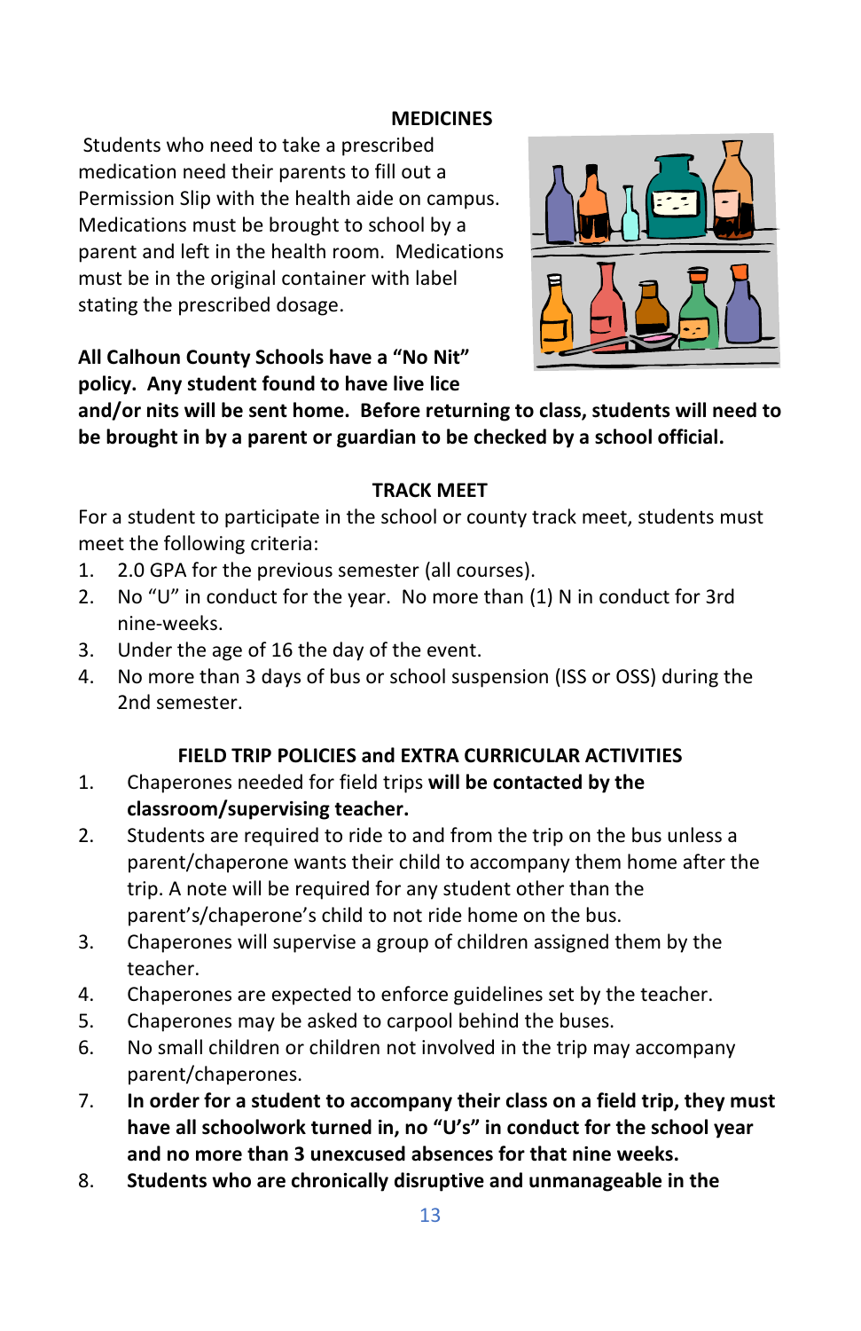## MEDICINES

Students who need to take a prescribed medication need their parents to fill out a Permission Slip with the health aide on campus. Medications must be brought to school by a parent and left in the health room. Medications must be in the original container with label stating the prescribed dosage.

**All Calhoun County Schools have a "No Nit" policy. Any student found to have live lice and/or nits will be sent home. Before returning to class, students will need to be brought in by a parent or guardian to be checked by a school official.**

## TRACK MEET

For a student to participate in the school or county track meet, students must meet the following criteria:

1. 2.0 GPA for the previous semester (all courses).
2. No "U" in conduct for the year. No more than (1) N in conduct for 3rd nine-weeks.
3. Under the age of 16 the day of the event.
4. No more than 3 days of bus or school suspension (ISS or OSS) during the 2nd semester.

## FIELD TRIP POLICIES and EXTRA CURRICULAR ACTIVITIES

1. Chaperones needed for field trips **will be contacted by the classroom/supervising teacher.**
2. Students are required to ride to and from the trip on the bus unless a parent/chaperone wants their child to accompany them home after the trip. A note will be required for any student other than the parent's/chaperone's child to not ride home on the bus.
3. Chaperones will supervise a group of children assigned them by the teacher.
4. Chaperones are expected to enforce guidelines set by the teacher.
5. Chaperones may be asked to carpool behind the buses.
6. No small children or children not involved in the trip may accompany parent/chaperones.
7. **In order for a student to accompany their class on a field trip, they must have all schoolwork turned in, no "U's" in conduct for the school year and no more than 3 unexcused absences for that nine weeks.**
8. **Students who are chronically disruptive and unmanageable in the**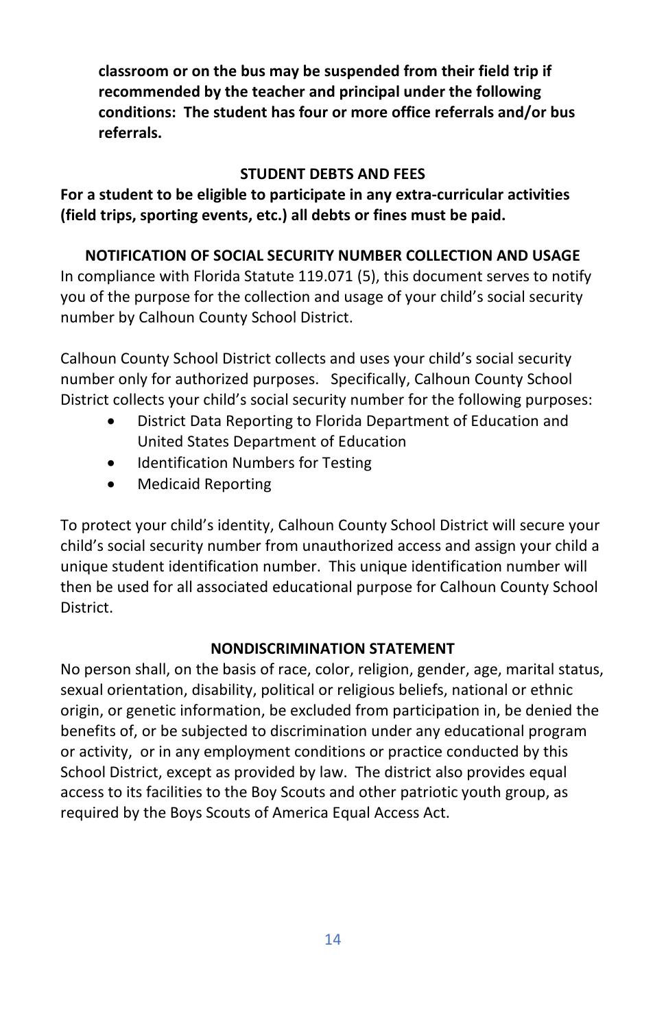**classroom or on the bus may be suspended from their field trip if recommended by the teacher and principal under the following conditions: The student has four or more office referrals and/or bus referrals.**

## STUDENT DEBTS AND FEES

**For a student to be eligible to participate in any extra-curricular activities (field trips, sporting events, etc.) all debts or fines must be paid.**

## NOTIFICATION OF SOCIAL SECURITY NUMBER COLLECTION AND USAGE

In compliance with Florida Statute 119.071 (5), this document serves to notify you of the purpose for the collection and usage of your child's social security number by Calhoun County School District.

Calhoun County School District collects and uses your child's social security number only for authorized purposes. Specifically, Calhoun County School District collects your child's social security number for the following purposes:

- District Data Reporting to Florida Department of Education and United States Department of Education
- Identification Numbers for Testing
- Medicaid Reporting

To protect your child's identity, Calhoun County School District will secure your child's social security number from unauthorized access and assign your child a unique student identification number. This unique identification number will then be used for all associated educational purpose for Calhoun County School District.

## NONDISCRIMINATION STATEMENT

No person shall, on the basis of race, color, religion, gender, age, marital status, sexual orientation, disability, political or religious beliefs, national or ethnic origin, or genetic information, be excluded from participation in, be denied the benefits of, or be subjected to discrimination under any educational program or activity, or in any employment conditions or practice conducted by this School District, except as provided by law. The district also provides equal access to its facilities to the Boy Scouts and other patriotic youth group, as required by the Boys Scouts of America Equal Access Act.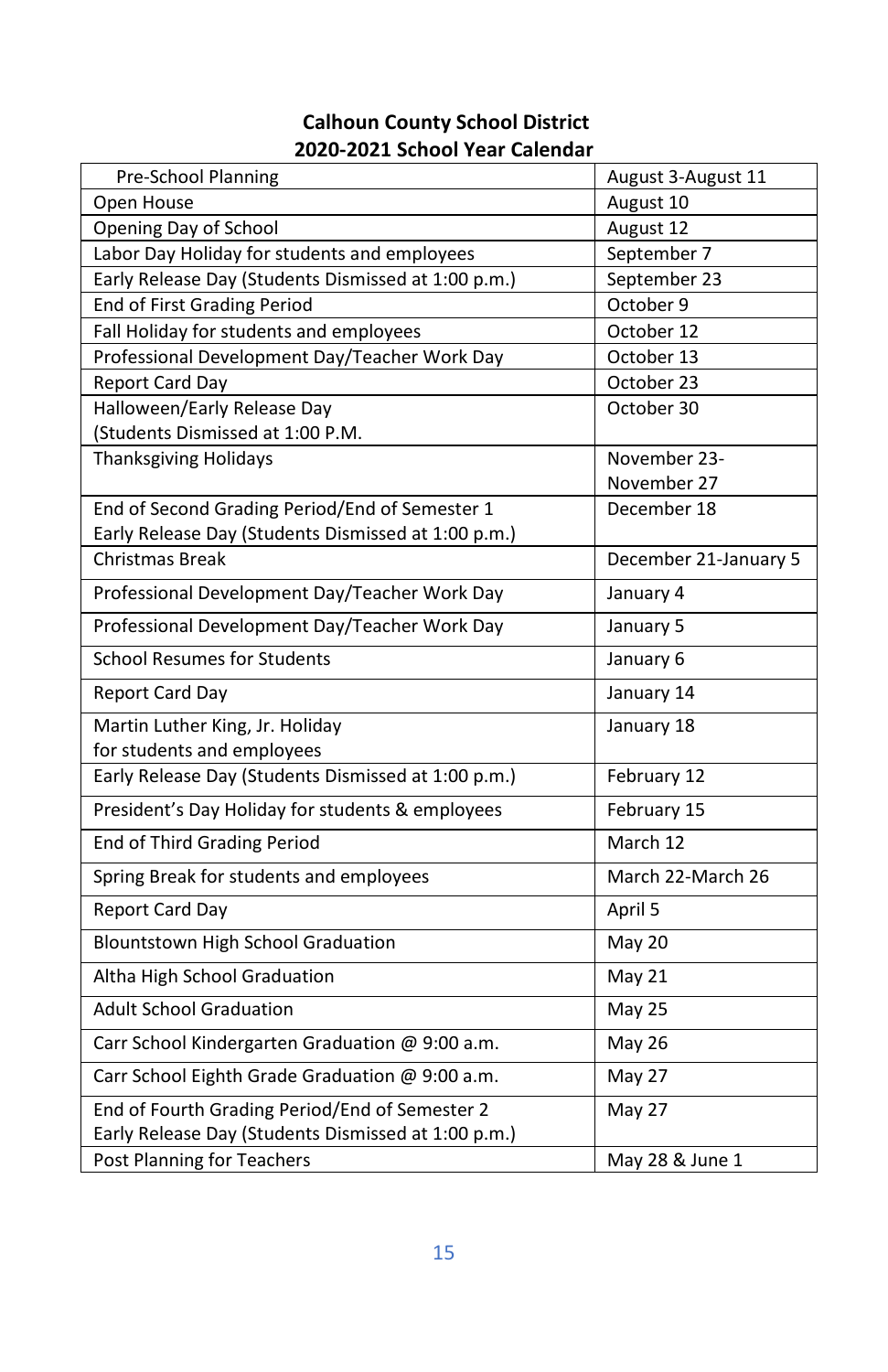# Calhoun County School District
## 2020-2021 School Year Calendar

| | |
|---|---|
| Pre-School Planning | August 3-August 11 |
| Open House | August 10 |
| Opening Day of School | August 12 |
| Labor Day Holiday for students and employees | September 7 |
| Early Release Day (Students Dismissed at 1:00 p.m.) | September 23 |
| End of First Grading Period | October 9 |
| Fall Holiday for students and employees | October 12 |
| Professional Development Day/Teacher Work Day | October 13 |
| Report Card Day | October 23 |
| Halloween/Early Release Day (Students Dismissed at 1:00 P.M. | October 30 |
| Thanksgiving Holidays | November 23- November 27 |
| End of Second Grading Period/End of Semester 1 Early Release Day (Students Dismissed at 1:00 p.m.) | December 18 |
| Christmas Break | December 21-January 5 |
| Professional Development Day/Teacher Work Day | January 4 |
| Professional Development Day/Teacher Work Day | January 5 |
| School Resumes for Students | January 6 |
| Report Card Day | January 14 |
| Martin Luther King, Jr. Holiday for students and employees | January 18 |
| Early Release Day (Students Dismissed at 1:00 p.m.) | February 12 |
| President's Day Holiday for students & employees | February 15 |
| End of Third Grading Period | March 12 |
| Spring Break for students and employees | March 22-March 26 |
| Report Card Day | April 5 |
| Blountstown High School Graduation | May 20 |
| Altha High School Graduation | May 21 |
| Adult School Graduation | May 25 |
| Carr School Kindergarten Graduation @ 9:00 a.m. | May 26 |
| Carr School Eighth Grade Graduation @ 9:00 a.m. | May 27 |
| End of Fourth Grading Period/End of Semester 2 Early Release Day (Students Dismissed at 1:00 p.m.) | May 27 |
| Post Planning for Teachers | May 28 & June 1 |